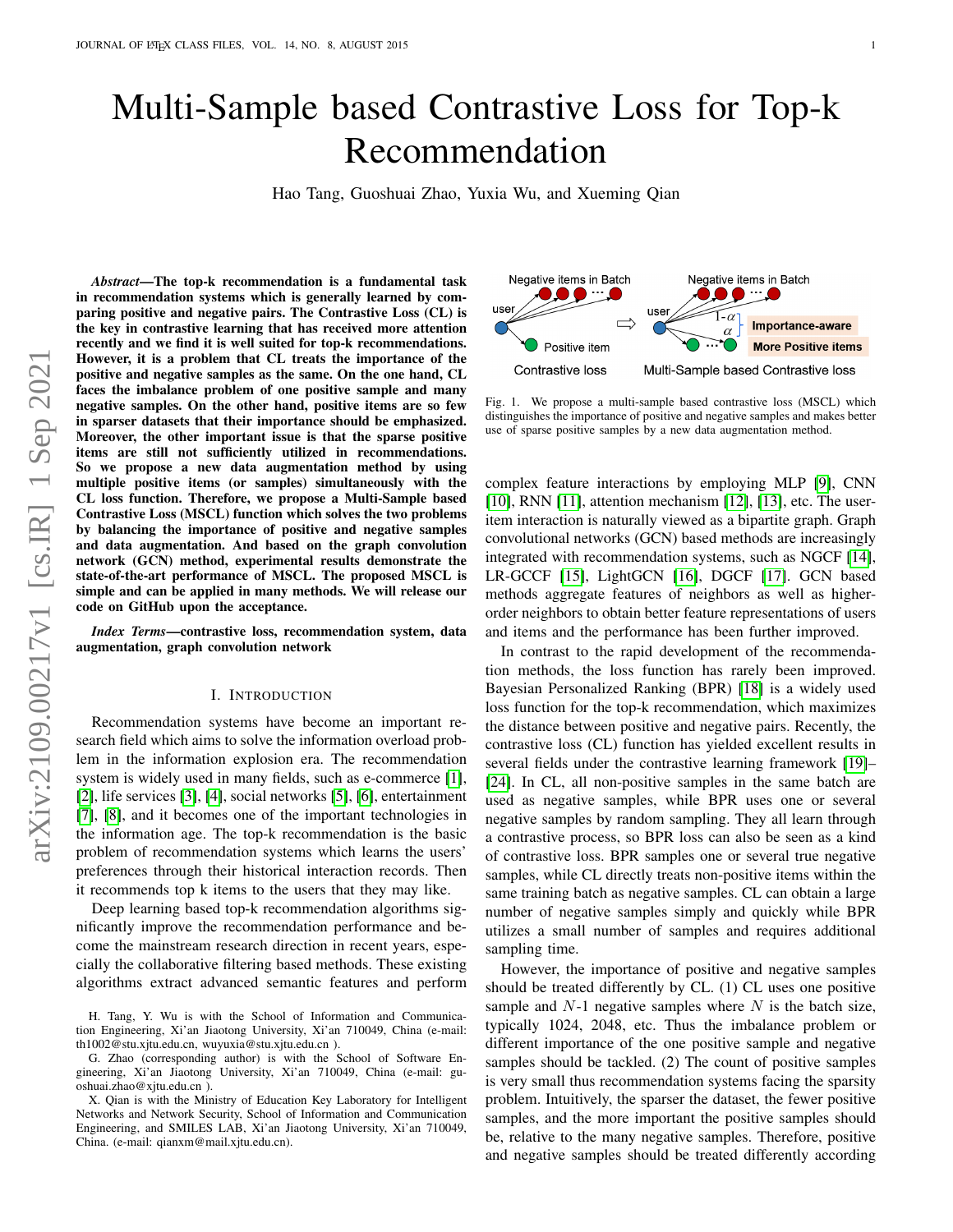# Multi-Sample based Contrastive Loss for Top-k Recommendation

Hao Tang, Guoshuai Zhao, Yuxia Wu, and Xueming Qian

***Abstract*—The top-k recommendation is a fundamental task in recommendation systems which is generally learned by comparing positive and negative pairs. The Contrastive Loss (CL) is the key in contrastive learning that has received more attention recently and we find it is well suited for top-k recommendations. However, it is a problem that CL treats the importance of the positive and negative samples as the same. On the one hand, CL faces the imbalance problem of one positive sample and many negative samples. On the other hand, positive items are so few in sparser datasets that their importance should be emphasized. Moreover, the other important issue is that the sparse positive items are still not sufficiently utilized in recommendations. So we propose a new data augmentation method by using multiple positive items (or samples) simultaneously with the CL loss function. Therefore, we propose a Multi-Sample based Contrastive Loss (MSCL) function which solves the two problems by balancing the importance of positive and negative samples and data augmentation. And based on the graph convolution network (GCN) method, experimental results demonstrate the state-of-the-art performance of MSCL. The proposed MSCL is simple and can be applied in many methods. We will release our code on GitHub upon the acceptance.**

***Index Terms*—contrastive loss, recommendation system, data augmentation, graph convolution network**

## I. Introduction

Recommendation systems have become an important research field which aims to solve the information overload problem in the information explosion era. The recommendation system is widely used in many fields, such as e-commerce [1], [2], life services [3], [4], social networks [5], [6], entertainment [7], [8], and it becomes one of the important technologies in the information age. The top-k recommendation is the basic problem of recommendation systems which learns the users' preferences through their historical interaction records. Then it recommends top k items to the users that they may like.

Deep learning based top-k recommendation algorithms significantly improve the recommendation performance and become the mainstream research direction in recent years, especially the collaborative filtering based methods. These existing algorithms extract advanced semantic features and perform complex feature interactions by employing MLP [9], CNN [10], RNN [11], attention mechanism [12], [13], etc. The user-item interaction is naturally viewed as a bipartite graph. Graph convolutional networks (GCN) based methods are increasingly integrated with recommendation systems, such as NGCF [14], LR-GCCF [15], LightGCN [16], DGCF [17]. GCN based methods aggregate features of neighbors as well as higher-order neighbors to obtain better feature representations of users and items and the performance has been further improved.

H. Tang, Y. Wu is with the School of Information and Communication Engineering, Xi'an Jiaotong University, Xi'an 710049, China (e-mail: th1002@stu.xjtu.edu.cn, wuyuxia@stu.xjtu.edu.cn ).

G. Zhao (corresponding author) is with the School of Software Engineering, Xi'an Jiaotong University, Xi'an 710049, China (e-mail: guoshuai.zhao@xjtu.edu.cn ).

X. Qian is with the Ministry of Education Key Laboratory for Intelligent Networks and Network Security, School of Information and Communication Engineering, and SMILES LAB, Xi'an Jiaotong University, Xi'an 710049, China. (e-mail: qianxm@mail.xjtu.edu.cn).

Fig. 1. We propose a multi-sample based contrastive loss (MSCL) which distinguishes the importance of positive and negative samples and makes better use of sparse positive samples by a new data augmentation method.

In contrast to the rapid development of the recommendation methods, the loss function has rarely been improved. Bayesian Personalized Ranking (BPR) [18] is a widely used loss function for the top-k recommendation, which maximizes the distance between positive and negative pairs. Recently, the contrastive loss (CL) function has yielded excellent results in several fields under the contrastive learning framework [19]–[24]. In CL, all non-positive samples in the same batch are used as negative samples, while BPR uses one or several negative samples by random sampling. They all learn through a contrastive process, so BPR loss can also be seen as a kind of contrastive loss. BPR samples one or several true negative samples, while CL directly treats non-positive items within the same training batch as negative samples. CL can obtain a large number of negative samples simply and quickly while BPR utilizes a small number of samples and requires additional sampling time.

However, the importance of positive and negative samples should be treated differently by CL. (1) CL uses one positive sample and $N$-1 negative samples where $N$ is the batch size, typically 1024, 2048, etc. Thus the imbalance problem or different importance of the one positive sample and negative samples should be tackled. (2) The count of positive samples is very small thus recommendation systems facing the sparsity problem. Intuitively, the sparser the dataset, the fewer positive samples, and the more important the positive samples should be, relative to the many negative samples. Therefore, positive and negative samples should be treated differently according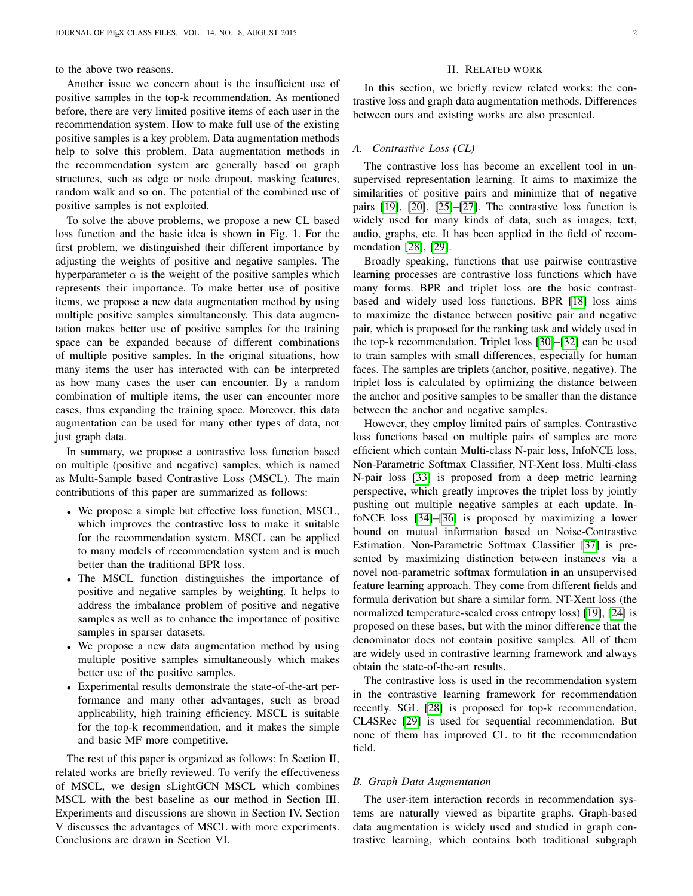to the above two reasons.

Another issue we concern about is the insufficient use of positive samples in the top-k recommendation. As mentioned before, there are very limited positive items of each user in the recommendation system. How to make full use of the existing positive samples is a key problem. Data augmentation methods help to solve this problem. Data augmentation methods in the recommendation system are generally based on graph structures, such as edge or node dropout, masking features, random walk and so on. The potential of the combined use of positive samples is not exploited.

To solve the above problems, we propose a new CL based loss function and the basic idea is shown in Fig. 1. For the first problem, we distinguished their different importance by adjusting the weights of positive and negative samples. The hyperparameter $\alpha$ is the weight of the positive samples which represents their importance. To make better use of positive items, we propose a new data augmentation method by using multiple positive samples simultaneously. This data augmentation makes better use of positive samples for the training space can be expanded because of different combinations of multiple positive samples. In the original situations, how many items the user has interacted with can be interpreted as how many cases the user can encounter. By a random combination of multiple items, the user can encounter more cases, thus expanding the training space. Moreover, this data augmentation can be used for many other types of data, not just graph data.

In summary, we propose a contrastive loss function based on multiple (positive and negative) samples, which is named as Multi-Sample based Contrastive Loss (MSCL). The main contributions of this paper are summarized as follows:

- We propose a simple but effective loss function, MSCL, which improves the contrastive loss to make it suitable for the recommendation system. MSCL can be applied to many models of recommendation system and is much better than the traditional BPR loss.
- The MSCL function distinguishes the importance of positive and negative samples by weighting. It helps to address the imbalance problem of positive and negative samples as well as to enhance the importance of positive samples in sparser datasets.
- We propose a new data augmentation method by using multiple positive samples simultaneously which makes better use of the positive samples.
- Experimental results demonstrate the state-of-the-art performance and many other advantages, such as broad applicability, high training efficiency. MSCL is suitable for the top-k recommendation, and it makes the simple and basic MF more competitive.

The rest of this paper is organized as follows: In Section II, related works are briefly reviewed. To verify the effectiveness of MSCL, we design sLightGCN_MSCL which combines MSCL with the best baseline as our method in Section III. Experiments and discussions are shown in Section IV. Section V discusses the advantages of MSCL with more experiments. Conclusions are drawn in Section VI.

## II. Related work

In this section, we briefly review related works: the contrastive loss and graph data augmentation methods. Differences between ours and existing works are also presented.

### A. Contrastive Loss (CL)

The contrastive loss has become an excellent tool in unsupervised representation learning. It aims to maximize the similarities of positive pairs and minimize that of negative pairs [19], [20], [25]–[27]. The contrastive loss function is widely used for many kinds of data, such as images, text, audio, graphs, etc. It has been applied in the field of recommendation [28], [29].

Broadly speaking, functions that use pairwise contrastive learning processes are contrastive loss functions which have many forms. BPR and triplet loss are the basic contrast-based and widely used loss functions. BPR [18] loss aims to maximize the distance between positive pair and negative pair, which is proposed for the ranking task and widely used in the top-k recommendation. Triplet loss [30]–[32] can be used to train samples with small differences, especially for human faces. The samples are triplets (anchor, positive, negative). The triplet loss is calculated by optimizing the distance between the anchor and positive samples to be smaller than the distance between the anchor and negative samples.

However, they employ limited pairs of samples. Contrastive loss functions based on multiple pairs of samples are more efficient which contain Multi-class N-pair loss, InfoNCE loss, Non-Parametric Softmax Classifier, NT-Xent loss. Multi-class N-pair loss [33] is proposed from a deep metric learning perspective, which greatly improves the triplet loss by jointly pushing out multiple negative samples at each update. InfoNCE loss [34]–[36] is proposed by maximizing a lower bound on mutual information based on Noise-Contrastive Estimation. Non-Parametric Softmax Classifier [37] is presented by maximizing distinction between instances via a novel non-parametric softmax formulation in an unsupervised feature learning approach. They come from different fields and formula derivation but share a similar form. NT-Xent loss (the normalized temperature-scaled cross entropy loss) [19], [24] is proposed on these bases, but with the minor difference that the denominator does not contain positive samples. All of them are widely used in contrastive learning framework and always obtain the state-of-the-art results.

The contrastive loss is used in the recommendation system in the contrastive learning framework for recommendation recently. SGL [28] is proposed for top-k recommendation, CL4SRec [29] is used for sequential recommendation. But none of them has improved CL to fit the recommendation field.

### B. Graph Data Augmentation

The user-item interaction records in recommendation systems are naturally viewed as bipartite graphs. Graph-based data augmentation is widely used and studied in graph contrastive learning, which contains both traditional subgraph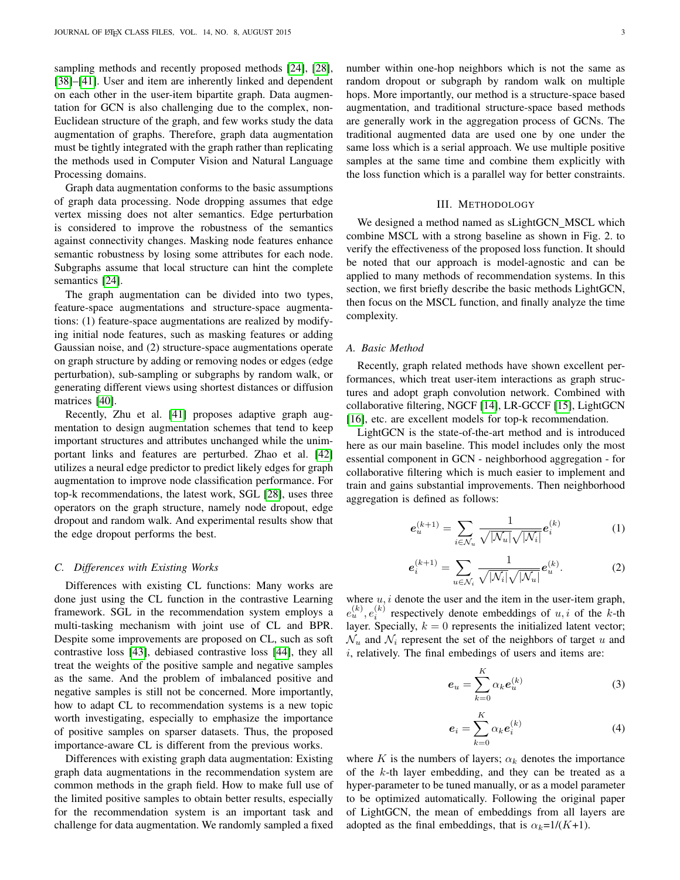sampling methods and recently proposed methods [24], [28], [38]–[41]. User and item are inherently linked and dependent on each other in the user-item bipartite graph. Data augmentation for GCN is also challenging due to the complex, non-Euclidean structure of the graph, and few works study the data augmentation of graphs. Therefore, graph data augmentation must be tightly integrated with the graph rather than replicating the methods used in Computer Vision and Natural Language Processing domains.

Graph data augmentation conforms to the basic assumptions of graph data processing. Node dropping assumes that edge vertex missing does not alter semantics. Edge perturbation is considered to improve the robustness of the semantics against connectivity changes. Masking node features enhance semantic robustness by losing some attributes for each node. Subgraphs assume that local structure can hint the complete semantics [24].

The graph augmentation can be divided into two types, feature-space augmentations and structure-space augmentations: (1) feature-space augmentations are realized by modifying initial node features, such as masking features or adding Gaussian noise, and (2) structure-space augmentations operate on graph structure by adding or removing nodes or edges (edge perturbation), sub-sampling or subgraphs by random walk, or generating different views using shortest distances or diffusion matrices [40].

Recently, Zhu et al. [41] proposes adaptive graph augmentation to design augmentation schemes that tend to keep important structures and attributes unchanged while the unimportant links and features are perturbed. Zhao et al. [42] utilizes a neural edge predictor to predict likely edges for graph augmentation to improve node classification performance. For top-k recommendations, the latest work, SGL [28], uses three operators on the graph structure, namely node dropout, edge dropout and random walk. And experimental results show that the edge dropout performs the best.

### C. Differences with Existing Works

Differences with existing CL functions: Many works are done just using the CL function in the contrastive Learning framework. SGL in the recommendation system employs a multi-tasking mechanism with joint use of CL and BPR. Despite some improvements are proposed on CL, such as soft contrastive loss [43], debiased contrastive loss [44], they all treat the weights of the positive sample and negative samples as the same. And the problem of imbalanced positive and negative samples is still not be concerned. More importantly, how to adapt CL to recommendation systems is a new topic worth investigating, especially to emphasize the importance of positive samples on sparser datasets. Thus, the proposed importance-aware CL is different from the previous works.

Differences with existing graph data augmentation: Existing graph data augmentations in the recommendation system are common methods in the graph field. How to make full use of the limited positive samples to obtain better results, especially for the recommendation system is an important task and challenge for data augmentation. We randomly sampled a fixed number within one-hop neighbors which is not the same as random dropout or subgraph by random walk on multiple hops. More importantly, our method is a structure-space based augmentation, and traditional structure-space based methods are generally work in the aggregation process of GCNs. The traditional augmented data are used one by one under the same loss which is a serial approach. We use multiple positive samples at the same time and combine them explicitly with the loss function which is a parallel way for better constraints.

## III. Methodology

We designed a method named as sLightGCN_MSCL which combine MSCL with a strong baseline as shown in Fig. 2. to verify the effectiveness of the proposed loss function. It should be noted that our approach is model-agnostic and can be applied to many methods of recommendation systems. In this section, we first briefly describe the basic methods LightGCN, then focus on the MSCL function, and finally analyze the time complexity.

### A. Basic Method

Recently, graph related methods have shown excellent performances, which treat user-item interactions as graph structures and adopt graph convolution network. Combined with collaborative filtering, NGCF [14], LR-GCCF [15], LightGCN [16], etc. are excellent models for top-k recommendation.

LightGCN is the state-of-the-art method and is introduced here as our main baseline. This model includes only the most essential component in GCN - neighborhood aggregation - for collaborative filtering which is much easier to implement and train and gains substantial improvements. Then neighborhood aggregation is defined as follows:

$$\boldsymbol{e}_u^{(k+1)} = \sum_{i \in \mathcal{N}_u} \frac{1}{\sqrt{|\mathcal{N}_u|}\sqrt{|\mathcal{N}_i|}} \boldsymbol{e}_i^{(k)} \tag{1}$$

$$\boldsymbol{e}_i^{(k+1)} = \sum_{u \in \mathcal{N}_i} \frac{1}{\sqrt{|\mathcal{N}_i|}\sqrt{|\mathcal{N}_u|}} \boldsymbol{e}_u^{(k)}. \tag{2}$$

where $u, i$ denote the user and the item in the user-item graph, $e_u^{(k)}, e_i^{(k)}$ respectively denote embeddings of $u, i$ of the $k$-th layer. Specially, $k = 0$ represents the initialized latent vector; $\mathcal{N}_u$ and $\mathcal{N}_i$ represent the set of the neighbors of target $u$ and $i$, relatively. The final embedings of users and items are:

$$\boldsymbol{e}_u = \sum_{k=0}^{K} \alpha_k \boldsymbol{e}_u^{(k)} \tag{3}$$

$$\boldsymbol{e}_i = \sum_{k=0}^{K} \alpha_k \boldsymbol{e}_i^{(k)} \tag{4}$$

where $K$ is the numbers of layers; $\alpha_k$ denotes the importance of the $k$-th layer embedding, and they can be treated as a hyper-parameter to be tuned manually, or as a model parameter to be optimized automatically. Following the original paper of LightGCN, the mean of embeddings from all layers are adopted as the final embeddings, that is $\alpha_k$=1/($K$+1).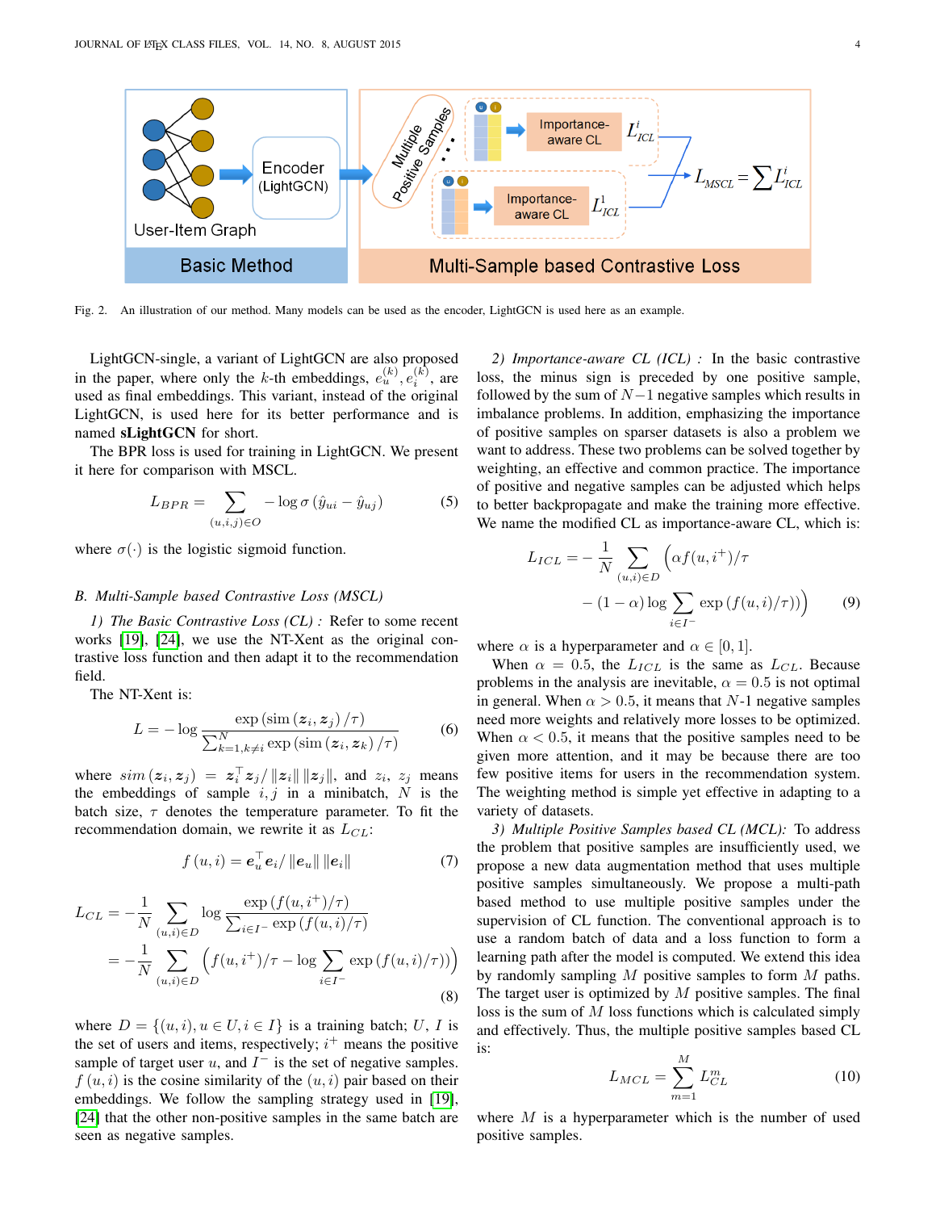Fig. 2. An illustration of our method. Many models can be used as the encoder, LightGCN is used here as an example.

LightGCN-single, a variant of LightGCN are also proposed in the paper, where only the $k$-th embeddings, $e_u^{(k)}, e_i^{(k)}$, are used as final embeddings. This variant, instead of the original LightGCN, is used here for its better performance and is named **sLightGCN** for short.

The BPR loss is used for training in LightGCN. We present it here for comparison with MSCL.

$$L_{BPR} = \sum_{(u,i,j)\in O} -\log \sigma\left(\hat{y}_{ui} - \hat{y}_{uj}\right) \tag{5}$$

where $\sigma(\cdot)$ is the logistic sigmoid function.

### *B. Multi-Sample based Contrastive Loss (MSCL)*

*1) The Basic Contrastive Loss (CL) :* Refer to some recent works [19], [24], we use the NT-Xent as the original contrastive loss function and then adapt it to the recommendation field.

The NT-Xent is:

$$L = -\log \frac{\exp\left(\text{sim}\left(\boldsymbol{z}_i, \boldsymbol{z}_j\right)/\tau\right)}{\sum_{k=1,k\neq i}^{N} \exp\left(\text{sim}\left(\boldsymbol{z}_i, \boldsymbol{z}_k\right)/\tau\right)} \tag{6}$$

where $sim\left(\boldsymbol{z}_i, \boldsymbol{z}_j\right) = \boldsymbol{z}_i^\top \boldsymbol{z}_j / \left\|\boldsymbol{z}_i\right\| \left\|\boldsymbol{z}_j\right\|$, and $z_i$, $z_j$ means the embeddings of sample $i, j$ in a minibatch, $N$ is the batch size, $\tau$ denotes the temperature parameter. To fit the recommendation domain, we rewrite it as $L_{CL}$:

$$f\left(u, i\right) = \boldsymbol{e}_u^\top \boldsymbol{e}_i / \left\|\boldsymbol{e}_u\right\| \left\|\boldsymbol{e}_i\right\| \tag{7}$$

$$\begin{aligned} L_{CL} &= -\frac{1}{N} \sum_{(u,i)\in D} \log \frac{\exp\left(f(u, i^+)/\tau\right)}{\sum_{i\in I^-} \exp\left(f(u,i)/\tau\right)} \\ &= -\frac{1}{N} \sum_{(u,i)\in D} \left( f(u, i^+)/\tau - \log \sum_{i\in I^-} \exp\left(f(u,i)/\tau\right)\right) \end{aligned} \tag{8}$$

where $D = \{(u,i), u \in U, i \in I\}$ is a training batch; $U$, $I$ is the set of users and items, respectively; $i^+$ means the positive sample of target user $u$, and $I^-$ is the set of negative samples. $f\left(u, i\right)$ is the cosine similarity of the $(u, i)$ pair based on their embeddings. We follow the sampling strategy used in [19], [24] that the other non-positive samples in the same batch are seen as negative samples.

*2) Importance-aware CL (ICL) :* In the basic contrastive loss, the minus sign is preceded by one positive sample, followed by the sum of $N-1$ negative samples which results in imbalance problems. In addition, emphasizing the importance of positive samples on sparser datasets is also a problem we want to address. These two problems can be solved together by weighting, an effective and common practice. The importance of positive and negative samples can be adjusted which helps to better backpropagate and make the training more effective. We name the modified CL as importance-aware CL, which is:

$$\begin{aligned} L_{ICL} = -\frac{1}{N} \sum_{(u,i)\in D} \Big( &\alpha f(u, i^+)/\tau \\ &- (1-\alpha) \log \sum_{i\in I^-} \exp\left(f(u,i)/\tau\right)\Big) \end{aligned} \tag{9}$$

where $\alpha$ is a hyperparameter and $\alpha \in [0, 1]$.

When $\alpha = 0.5$, the $L_{ICL}$ is the same as $L_{CL}$. Because problems in the analysis are inevitable, $\alpha = 0.5$ is not optimal in general. When $\alpha > 0.5$, it means that $N$-1 negative samples need more weights and relatively more losses to be optimized. When $\alpha < 0.5$, it means that the positive samples need to be given more attention, and it may be because there are too few positive items for users in the recommendation system. The weighting method is simple yet effective in adapting to a variety of datasets.

*3) Multiple Positive Samples based CL (MCL):* To address the problem that positive samples are insufficiently used, we propose a new data augmentation method that uses multiple positive samples simultaneously. We propose a multi-path based method to use multiple positive samples under the supervision of CL function. The conventional approach is to use a random batch of data and a loss function to form a learning path after the model is computed. We extend this idea by randomly sampling $M$ positive samples to form $M$ paths. The target user is optimized by $M$ positive samples. The final loss is the sum of $M$ loss functions which is calculated simply and effectively. Thus, the multiple positive samples based CL is:

$$L_{MCL} = \sum_{m=1}^{M} L_{CL}^m \tag{10}$$

where $M$ is a hyperparameter which is the number of used positive samples.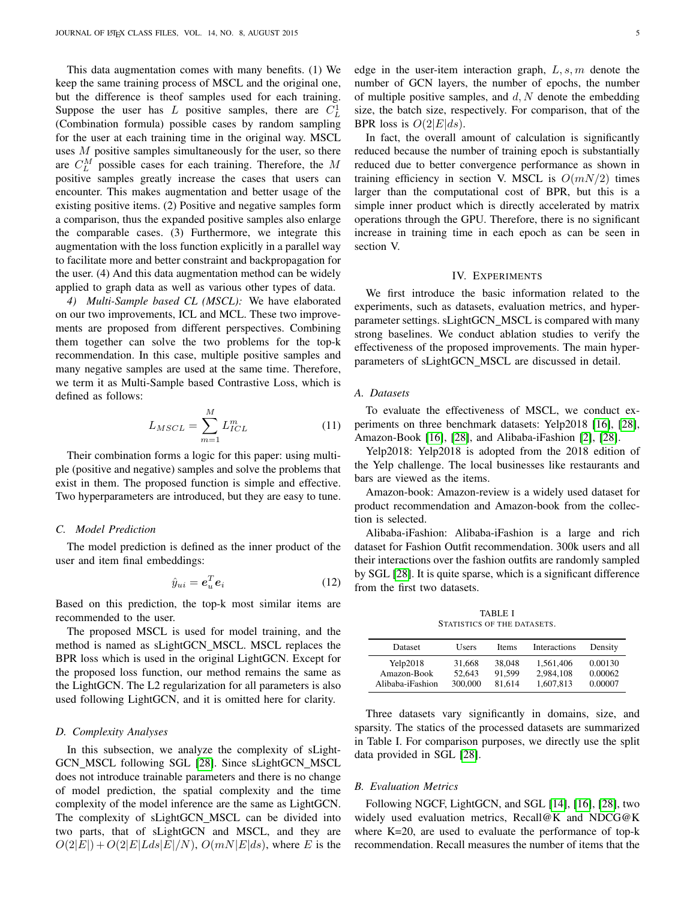This data augmentation comes with many benefits. (1) We keep the same training process of MSCL and the original one, but the difference is theof samples used for each training. Suppose the user has $L$ positive samples, there are $C_L^1$ (Combination formula) possible cases by random sampling for the user at each training time in the original way. MSCL uses $M$ positive samples simultaneously for the user, so there are $C_L^M$ possible cases for each training. Therefore, the $M$ positive samples greatly increase the cases that users can encounter. This makes augmentation and better usage of the existing positive items. (2) Positive and negative samples form a comparison, thus the expanded positive samples also enlarge the comparable cases. (3) Furthermore, we integrate this augmentation with the loss function explicitly in a parallel way to facilitate more and better constraint and backpropagation for the user. (4) And this data augmentation method can be widely applied to graph data as well as various other types of data.

*4) Multi-Sample based CL (MSCL):* We have elaborated on our two improvements, ICL and MCL. These two improvements are proposed from different perspectives. Combining them together can solve the two problems for the top-k recommendation. In this case, multiple positive samples and many negative samples are used at the same time. Therefore, we term it as Multi-Sample based Contrastive Loss, which is defined as follows:

$$L_{MSCL} = \sum_{m=1}^{M} L_{ICL}^{m} \tag{11}$$

Their combination forms a logic for this paper: using multiple (positive and negative) samples and solve the problems that exist in them. The proposed function is simple and effective. Two hyperparameters are introduced, but they are easy to tune.

### C. Model Prediction

The model prediction is defined as the inner product of the user and item final embeddings:

$$\hat{y}_{ui} = \boldsymbol{e}_u^T \boldsymbol{e}_i \tag{12}$$

Based on this prediction, the top-k most similar items are recommended to the user.

The proposed MSCL is used for model training, and the method is named as sLightGCN_MSCL. MSCL replaces the BPR loss which is used in the original LightGCN. Except for the proposed loss function, our method remains the same as the LightGCN. The L2 regularization for all parameters is also used following LightGCN, and it is omitted here for clarity.

### D. Complexity Analyses

In this subsection, we analyze the complexity of sLightGCN_MSCL following SGL [28]. Since sLightGCN_MSCL does not introduce trainable parameters and there is no change of model prediction, the spatial complexity and the time complexity of the model inference are the same as LightGCN. The complexity of sLightGCN_MSCL can be divided into two parts, that of sLightGCN and MSCL, and they are $O(2|E|) + O(2|E|Lds|E|/N)$, $O(mN|E|ds)$, where $E$ is the edge in the user-item interaction graph, $L, s, m$ denote the number of GCN layers, the number of epochs, the number of multiple positive samples, and $d, N$ denote the embedding size, the batch size, respectively. For comparison, that of the BPR loss is $O(2|E|ds)$.

In fact, the overall amount of calculation is significantly reduced because the number of training epoch is substantially reduced due to better convergence performance as shown in training efficiency in section V. MSCL is $O(mN/2)$ times larger than the computational cost of BPR, but this is a simple inner product which is directly accelerated by matrix operations through the GPU. Therefore, there is no significant increase in training time in each epoch as can be seen in section V.

## IV. Experiments

We first introduce the basic information related to the experiments, such as datasets, evaluation metrics, and hyperparameter settings. sLightGCN_MSCL is compared with many strong baselines. We conduct ablation studies to verify the effectiveness of the proposed improvements. The main hyperparameters of sLightGCN_MSCL are discussed in detail.

### A. Datasets

To evaluate the effectiveness of MSCL, we conduct experiments on three benchmark datasets: Yelp2018 [16], [28], Amazon-Book [16], [28], and Alibaba-iFashion [2], [28].

Yelp2018: Yelp2018 is adopted from the 2018 edition of the Yelp challenge. The local businesses like restaurants and bars are viewed as the items.

Amazon-book: Amazon-review is a widely used dataset for product recommendation and Amazon-book from the collection is selected.

Alibaba-iFashion: Alibaba-iFashion is a large and rich dataset for Fashion Outfit recommendation. 300k users and all their interactions over the fashion outfits are randomly sampled by SGL [28]. It is quite sparse, which is a significant difference from the first two datasets.

TABLE I
Statistics of the datasets.

| Dataset | Users | Items | Interactions | Density |
|---|---|---|---|---|
| Yelp2018 | 31,668 | 38,048 | 1,561,406 | 0.00130 |
| Amazon-Book | 52,643 | 91,599 | 2,984,108 | 0.00062 |
| Alibaba-iFashion | 300,000 | 81,614 | 1,607,813 | 0.00007 |

Three datasets vary significantly in domains, size, and sparsity. The statics of the processed datasets are summarized in Table I. For comparison purposes, we directly use the split data provided in SGL [28].

### B. Evaluation Metrics

Following NGCF, LightGCN, and SGL [14], [16], [28], two widely used evaluation metrics, Recall@K and NDCG@K where K=20, are used to evaluate the performance of top-k recommendation. Recall measures the number of items that the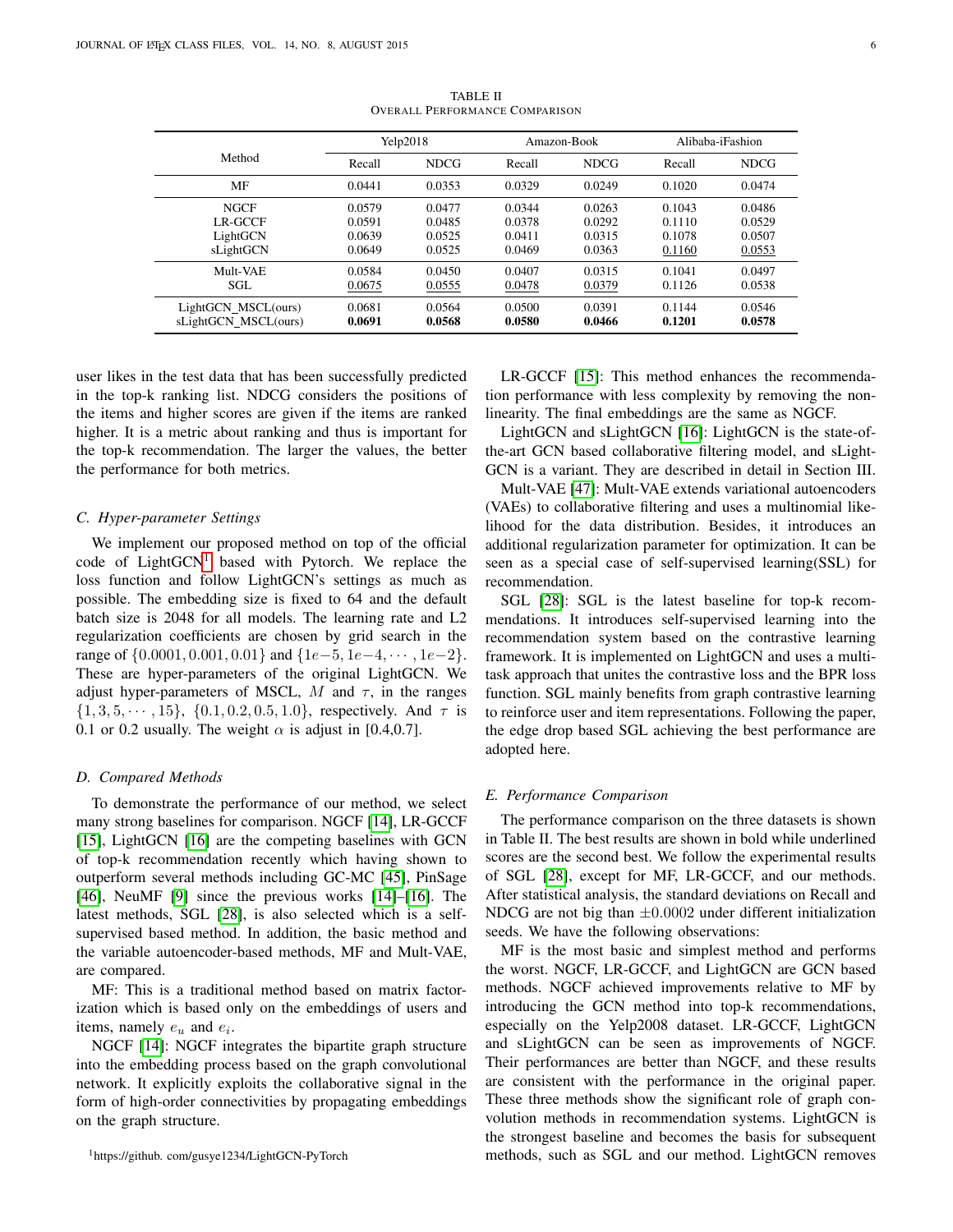TABLE II
OVERALL PERFORMANCE COMPARISON

| Method | Yelp2018 | | Amazon-Book | | Alibaba-iFashion | |
|---|---|---|---|---|---|---|
| | Recall | NDCG | Recall | NDCG | Recall | NDCG |
| MF | 0.0441 | 0.0353 | 0.0329 | 0.0249 | 0.1020 | 0.0474 |
| NGCF | 0.0579 | 0.0477 | 0.0344 | 0.0263 | 0.1043 | 0.0486 |
| LR-GCCF | 0.0591 | 0.0485 | 0.0378 | 0.0292 | 0.1110 | 0.0529 |
| LightGCN | 0.0639 | 0.0525 | 0.0411 | 0.0315 | 0.1078 | 0.0507 |
| sLightGCN | 0.0649 | 0.0525 | 0.0469 | 0.0363 | <u>0.1160</u> | <u>0.0553</u> |
| Mult-VAE | 0.0584 | 0.0450 | 0.0407 | 0.0315 | 0.1041 | 0.0497 |
| SGL | <u>0.0675</u> | <u>0.0555</u> | <u>0.0478</u> | <u>0.0379</u> | 0.1126 | 0.0538 |
| LightGCN_MSCL(ours) | 0.0681 | 0.0564 | 0.0500 | 0.0391 | 0.1144 | 0.0546 |
| sLightGCN_MSCL(ours) | **0.0691** | **0.0568** | **0.0580** | **0.0466** | **0.1201** | **0.0578** |

user likes in the test data that has been successfully predicted in the top-k ranking list. NDCG considers the positions of the items and higher scores are given if the items are ranked higher. It is a metric about ranking and thus is important for the top-k recommendation. The larger the values, the better the performance for both metrics.

### C. Hyper-parameter Settings

We implement our proposed method on top of the official code of LightGCN[1] based with Pytorch. We replace the loss function and follow LightGCN's settings as much as possible. The embedding size is fixed to 64 and the default batch size is 2048 for all models. The learning rate and L2 regularization coefficients are chosen by grid search in the range of $\{0.0001, 0.001, 0.01\}$ and $\{1e{-}5, 1e{-}4, \cdots, 1e{-}2\}$. These are hyper-parameters of the original LightGCN. We adjust hyper-parameters of MSCL, $M$ and $\tau$, in the ranges $\{1, 3, 5, \cdots, 15\}$, $\{0.1, 0.2, 0.5, 1.0\}$, respectively. And $\tau$ is 0.1 or 0.2 usually. The weight $\alpha$ is adjust in [0.4,0.7].

### D. Compared Methods

To demonstrate the performance of our method, we select many strong baselines for comparison. NGCF [14], LR-GCCF [15], LightGCN [16] are the competing baselines with GCN of top-k recommendation recently which having shown to outperform several methods including GC-MC [45], PinSage [46], NeuMF [9] since the previous works [14]–[16]. The latest methods, SGL [28], is also selected which is a self-supervised based method. In addition, the basic method and the variable autoencoder-based methods, MF and Mult-VAE, are compared.

MF: This is a traditional method based on matrix factorization which is based only on the embeddings of users and items, namely $e_u$ and $e_i$.

NGCF [14]: NGCF integrates the bipartite graph structure into the embedding process based on the graph convolutional network. It explicitly exploits the collaborative signal in the form of high-order connectivities by propagating embeddings on the graph structure.

LR-GCCF [15]: This method enhances the recommendation performance with less complexity by removing the non-linearity. The final embeddings are the same as NGCF.

LightGCN and sLightGCN [16]: LightGCN is the state-of-the-art GCN based collaborative filtering model, and sLightGCN is a variant. They are described in detail in Section III.

Mult-VAE [47]: Mult-VAE extends variational autoencoders (VAEs) to collaborative filtering and uses a multinomial likelihood for the data distribution. Besides, it introduces an additional regularization parameter for optimization. It can be seen as a special case of self-supervised learning(SSL) for recommendation.

SGL [28]: SGL is the latest baseline for top-k recommendations. It introduces self-supervised learning into the recommendation system based on the contrastive learning framework. It is implemented on LightGCN and uses a multi-task approach that unites the contrastive loss and the BPR loss function. SGL mainly benefits from graph contrastive learning to reinforce user and item representations. Following the paper, the edge drop based SGL achieving the best performance are adopted here.

### E. Performance Comparison

The performance comparison on the three datasets is shown in Table II. The best results are shown in bold while underlined scores are the second best. We follow the experimental results of SGL [28], except for MF, LR-GCCF, and our methods. After statistical analysis, the standard deviations on Recall and NDCG are not big than $\pm 0.0002$ under different initialization seeds. We have the following observations:

MF is the most basic and simplest method and performs the worst. NGCF, LR-GCCF, and LightGCN are GCN based methods. NGCF achieved improvements relative to MF by introducing the GCN method into top-k recommendations, especially on the Yelp2008 dataset. LR-GCCF, LightGCN and sLightGCN can be seen as improvements of NGCF. Their performances are better than NGCF, and these results are consistent with the performance in the original paper. These three methods show the significant role of graph convolution methods in recommendation systems. LightGCN is the strongest baseline and becomes the basis for subsequent methods, such as SGL and our method. LightGCN removes

[1]https://github. com/gusye1234/LightGCN-PyTorch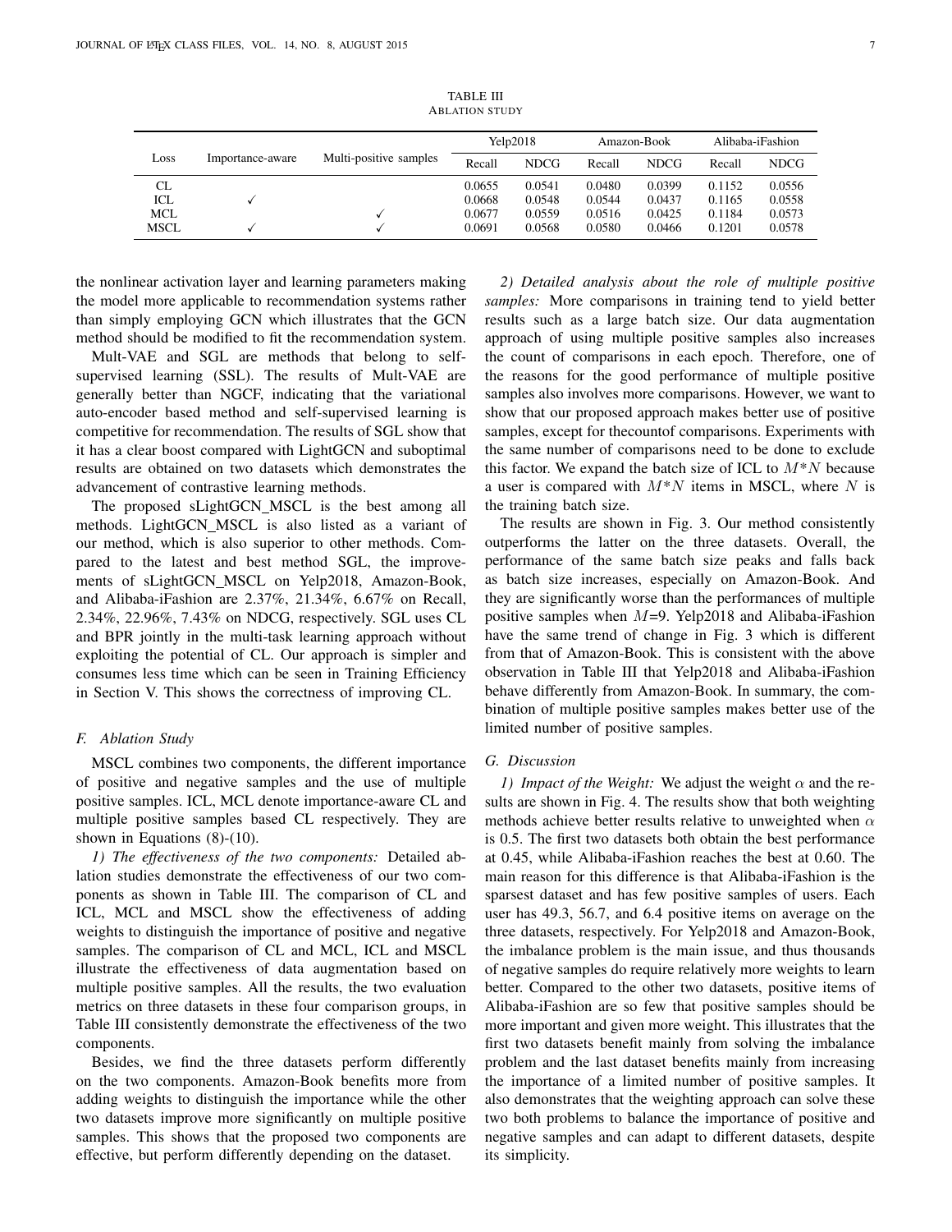TABLE III
ABLATION STUDY

| Loss | Importance-aware | Multi-positive samples | Yelp2018 | | Amazon-Book | | Alibaba-iFashion | |
|---|---|---|---|---|---|---|---|---|
| | | | Recall | NDCG | Recall | NDCG | Recall | NDCG |
| CL | | | 0.0655 | 0.0541 | 0.0480 | 0.0399 | 0.1152 | 0.0556 |
| ICL | ✓ | | 0.0668 | 0.0548 | 0.0544 | 0.0437 | 0.1165 | 0.0558 |
| MCL | | ✓ | 0.0677 | 0.0559 | 0.0516 | 0.0425 | 0.1184 | 0.0573 |
| MSCL | ✓ | ✓ | 0.0691 | 0.0568 | 0.0580 | 0.0466 | 0.1201 | 0.0578 |

the nonlinear activation layer and learning parameters making the model more applicable to recommendation systems rather than simply employing GCN which illustrates that the GCN method should be modified to fit the recommendation system.

Mult-VAE and SGL are methods that belong to self-supervised learning (SSL). The results of Mult-VAE are generally better than NGCF, indicating that the variational auto-encoder based method and self-supervised learning is competitive for recommendation. The results of SGL show that it has a clear boost compared with LightGCN and suboptimal results are obtained on two datasets which demonstrates the advancement of contrastive learning methods.

The proposed sLightGCN_MSCL is the best among all methods. LightGCN_MSCL is also listed as a variant of our method, which is also superior to other methods. Compared to the latest and best method SGL, the improvements of sLightGCN_MSCL on Yelp2018, Amazon-Book, and Alibaba-iFashion are 2.37%, 21.34%, 6.67% on Recall, 2.34%, 22.96%, 7.43% on NDCG, respectively. SGL uses CL and BPR jointly in the multi-task learning approach without exploiting the potential of CL. Our approach is simpler and consumes less time which can be seen in Training Efficiency in Section V. This shows the correctness of improving CL.

### F. Ablation Study

MSCL combines two components, the different importance of positive and negative samples and the use of multiple positive samples. ICL, MCL denote importance-aware CL and multiple positive samples based CL respectively. They are shown in Equations (8)-(10).

*1) The effectiveness of the two components:* Detailed ablation studies demonstrate the effectiveness of our two components as shown in Table III. The comparison of CL and ICL, MCL and MSCL show the effectiveness of adding weights to distinguish the importance of positive and negative samples. The comparison of CL and MCL, ICL and MSCL illustrate the effectiveness of data augmentation based on multiple positive samples. All the results, the two evaluation metrics on three datasets in these four comparison groups, in Table III consistently demonstrate the effectiveness of the two components.

Besides, we find the three datasets perform differently on the two components. Amazon-Book benefits more from adding weights to distinguish the importance while the other two datasets improve more significantly on multiple positive samples. This shows that the proposed two components are effective, but perform differently depending on the dataset.

*2) Detailed analysis about the role of multiple positive samples:* More comparisons in training tend to yield better results such as a large batch size. Our data augmentation approach of using multiple positive samples also increases the count of comparisons in each epoch. Therefore, one of the reasons for the good performance of multiple positive samples also involves more comparisons. However, we want to show that our proposed approach makes better use of positive samples, except for thecountof comparisons. Experiments with the same number of comparisons need to be done to exclude this factor. We expand the batch size of ICL to $M*N$ because a user is compared with $M*N$ items in MSCL, where $N$ is the training batch size.

The results are shown in Fig. 3. Our method consistently outperforms the latter on the three datasets. Overall, the performance of the same batch size peaks and falls back as batch size increases, especially on Amazon-Book. And they are significantly worse than the performances of multiple positive samples when $M$=9. Yelp2018 and Alibaba-iFashion have the same trend of change in Fig. 3 which is different from that of Amazon-Book. This is consistent with the above observation in Table III that Yelp2018 and Alibaba-iFashion behave differently from Amazon-Book. In summary, the combination of multiple positive samples makes better use of the limited number of positive samples.

### G. Discussion

*1) Impact of the Weight:* We adjust the weight $\alpha$ and the results are shown in Fig. 4. The results show that both weighting methods achieve better results relative to unweighted when $\alpha$ is 0.5. The first two datasets both obtain the best performance at 0.45, while Alibaba-iFashion reaches the best at 0.60. The main reason for this difference is that Alibaba-iFashion is the sparsest dataset and has few positive samples of users. Each user has 49.3, 56.7, and 6.4 positive items on average on the three datasets, respectively. For Yelp2018 and Amazon-Book, the imbalance problem is the main issue, and thus thousands of negative samples do require relatively more weights to learn better. Compared to the other two datasets, positive items of Alibaba-iFashion are so few that positive samples should be more important and given more weight. This illustrates that the first two datasets benefit mainly from solving the imbalance problem and the last dataset benefits mainly from increasing the importance of a limited number of positive samples. It also demonstrates that the weighting approach can solve these two both problems to balance the importance of positive and negative samples and can adapt to different datasets, despite its simplicity.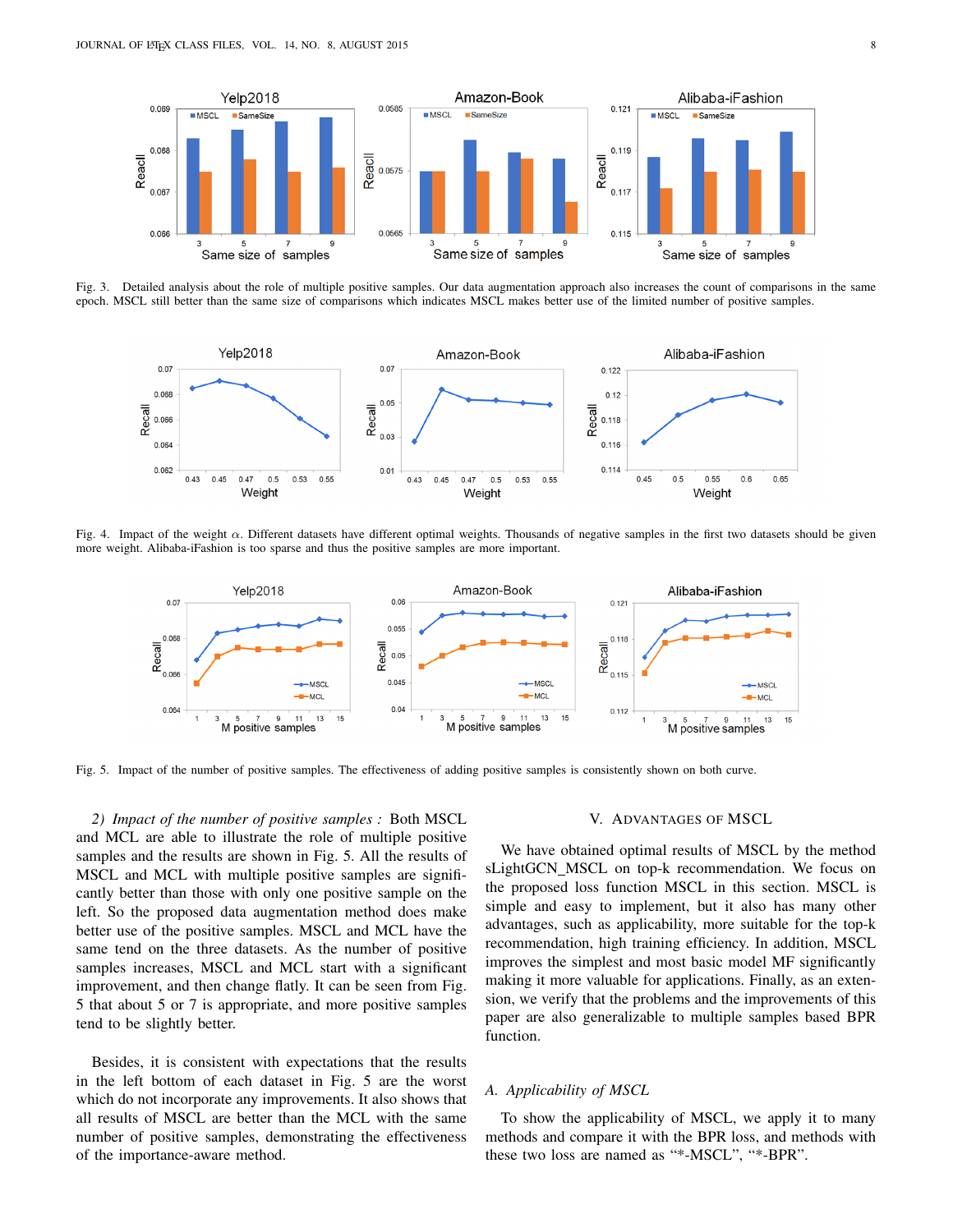Fig. 3. Detailed analysis about the role of multiple positive samples. Our data augmentation approach also increases the count of comparisons in the same epoch. MSCL still better than the same size of comparisons which indicates MSCL makes better use of the limited number of positive samples.

Fig. 4. Impact of the weight $\alpha$. Different datasets have different optimal weights. Thousands of negative samples in the first two datasets should be given more weight. Alibaba-iFashion is too sparse and thus the positive samples are more important.

Fig. 5. Impact of the number of positive samples. The effectiveness of adding positive samples is consistently shown on both curve.

*2) Impact of the number of positive samples :* Both MSCL and MCL are able to illustrate the role of multiple positive samples and the results are shown in Fig. 5. All the results of MSCL and MCL with multiple positive samples are significantly better than those with only one positive sample on the left. So the proposed data augmentation method does make better use of the positive samples. MSCL and MCL have the same tend on the three datasets. As the number of positive samples increases, MSCL and MCL start with a significant improvement, and then change flatly. It can be seen from Fig. 5 that about 5 or 7 is appropriate, and more positive samples tend to be slightly better.

Besides, it is consistent with expectations that the results in the left bottom of each dataset in Fig. 5 are the worst which do not incorporate any improvements. It also shows that all results of MSCL are better than the MCL with the same number of positive samples, demonstrating the effectiveness of the importance-aware method.

## V. Advantages of MSCL

We have obtained optimal results of MSCL by the method sLightGCN_MSCL on top-k recommendation. We focus on the proposed loss function MSCL in this section. MSCL is simple and easy to implement, but it also has many other advantages, such as applicability, more suitable for the top-k recommendation, high training efficiency. In addition, MSCL improves the simplest and most basic model MF significantly making it more valuable for applications. Finally, as an extension, we verify that the problems and the improvements of this paper are also generalizable to multiple samples based BPR function.

### A. Applicability of MSCL

To show the applicability of MSCL, we apply it to many methods and compare it with the BPR loss, and methods with these two loss are named as "*-MSCL", "*-BPR".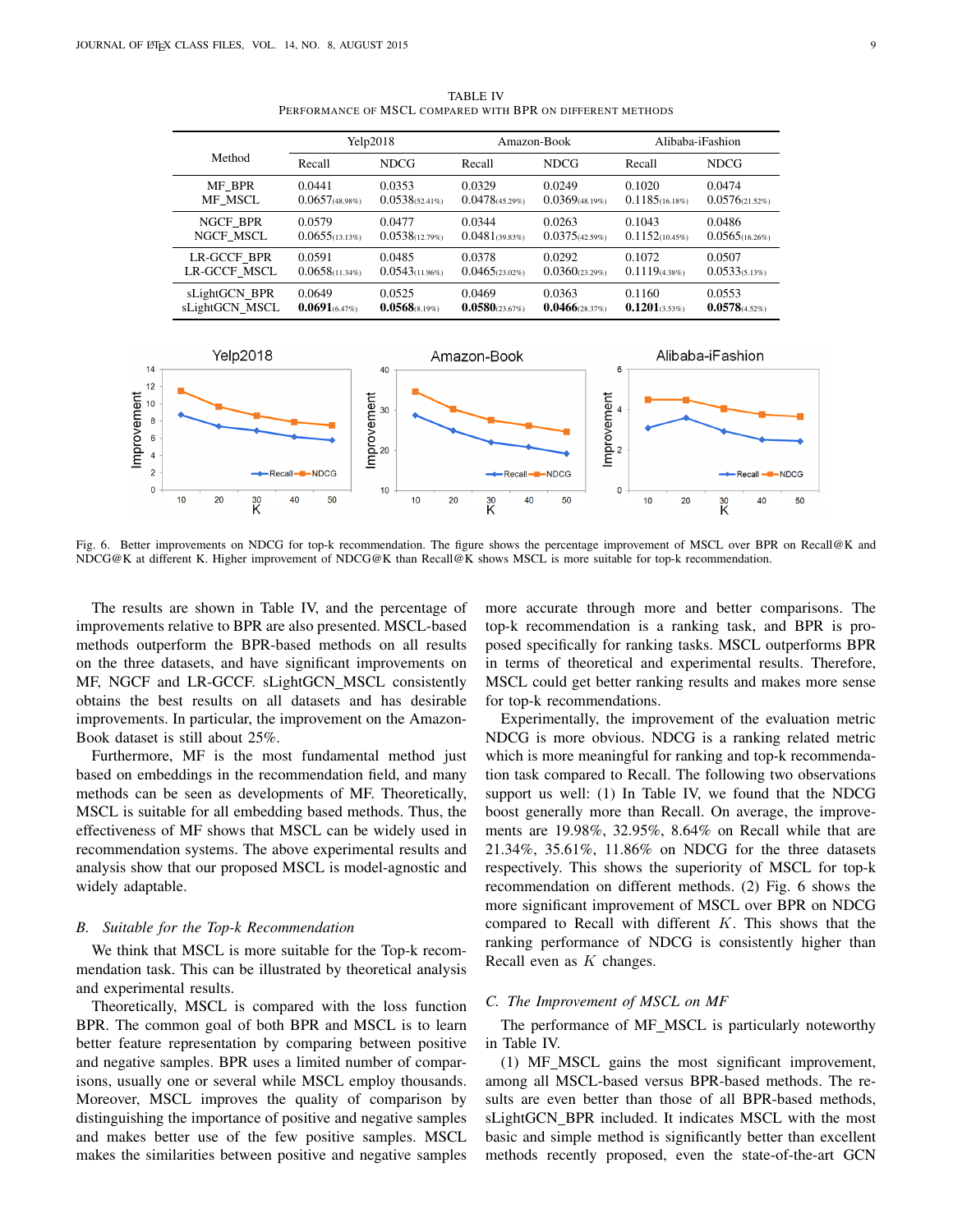TABLE IV
PERFORMANCE OF MSCL COMPARED WITH BPR ON DIFFERENT METHODS

| Method | Yelp2018 | | Amazon-Book | | Alibaba-iFashion | |
|---|---|---|---|---|---|---|
| | Recall | NDCG | Recall | NDCG | Recall | NDCG |
| MF_BPR | 0.0441 | 0.0353 | 0.0329 | 0.0249 | 0.1020 | 0.0474 |
| MF_MSCL | 0.0657(48.98%) | 0.0538(52.41%) | 0.0478(45.29%) | 0.0369(48.19%) | 0.1185(16.18%) | 0.0576(21.52%) |
| NGCF_BPR | 0.0579 | 0.0477 | 0.0344 | 0.0263 | 0.1043 | 0.0486 |
| NGCF_MSCL | 0.0655(13.13%) | 0.0538(12.79%) | 0.0481(39.83%) | 0.0375(42.59%) | 0.1152(10.45%) | 0.0565(16.26%) |
| LR-GCCF_BPR | 0.0591 | 0.0485 | 0.0378 | 0.0292 | 0.1072 | 0.0507 |
| LR-GCCF_MSCL | 0.0658(11.34%) | 0.0543(11.96%) | 0.0465(23.02%) | 0.0360(23.29%) | 0.1119(4.38%) | 0.0533(5.13%) |
| sLightGCN_BPR | 0.0649 | 0.0525 | 0.0469 | 0.0363 | 0.1160 | 0.0553 |
| sLightGCN_MSCL | **0.0691**(6.47%) | **0.0568**(8.19%) | **0.0580**(23.67%) | **0.0466**(28.37%) | **0.1201**(3.53%) | **0.0578**(4.52%) |

Fig. 6. Better improvements on NDCG for top-k recommendation. The figure shows the percentage improvement of MSCL over BPR on Recall@K and NDCG@K at different K. Higher improvement of NDCG@K than Recall@K shows MSCL is more suitable for top-k recommendation.

The results are shown in Table IV, and the percentage of improvements relative to BPR are also shown. MSCL-based methods outperform the BPR-based methods on all results on the three datasets, and have significant improvements on MF, NGCF and LR-GCCF. sLightGCN_MSCL consistently obtains the best results on all datasets and has desirable improvements. In particular, the improvement on the Amazon-Book dataset is still about 25%.

Furthermore, MF is the most fundamental method just based on embeddings in the recommendation field, and many methods can be seen as developments of MF. Theoretically, MSCL is suitable for all embedding based methods. Thus, the effectiveness of MF shows that MSCL can be widely used in recommendation systems. The above experimental results and analysis show that our proposed MSCL is model-agnostic and widely adaptable.

### *B. Suitable for the Top-k Recommendation*

We think that MSCL is more suitable for the Top-k recommendation task. This can be illustrated by theoretical analysis and experimental results.

Theoretically, MSCL is compared with the loss function BPR. The common goal of both BPR and MSCL is to learn better feature representation by comparing between positive and negative samples. BPR uses a limited number of comparisons, usually one or several while MSCL employ thousands. Moreover, MSCL improves the quality of comparison by distinguishing the importance of positive and negative samples and makes better use of the few positive samples. MSCL makes the similarities between positive and negative samples more accurate through more and better comparisons. The top-k recommendation is a ranking task, and BPR is proposed specifically for ranking tasks. MSCL outperforms BPR in terms of theoretical and experimental results. Therefore, MSCL could get better ranking results and makes more sense for top-k recommendations.

Experimentally, the improvement of the evaluation metric NDCG is more obvious. NDCG is a ranking related metric which is more meaningful for ranking and top-k recommendation task compared to Recall. The following two observations support us well: (1) In Table IV, we found that the NDCG boost generally more than Recall. On average, the improvements are 19.98%, 32.95%, 8.64% on Recall while that are 21.34%, 35.61%, 11.86% on NDCG for the three datasets respectively. This shows the superiority of MSCL for top-k recommendation on different methods. (2) Fig. 6 shows the more significant improvement of MSCL over BPR on NDCG compared to Recall with different $K$. This shows that the ranking performance of NDCG is consistently higher than Recall even as $K$ changes.

### *C. The Improvement of MSCL on MF*

The performance of MF_MSCL is particularly noteworthy in Table IV.

(1) MF_MSCL gains the most significant improvement, among all MSCL-based versus BPR-based methods. The results are even better than those of all BPR-based methods, sLightGCN_BPR included. It indicates MSCL with the most basic and simple method is significantly better than excellent methods recently proposed, even the state-of-the-art GCN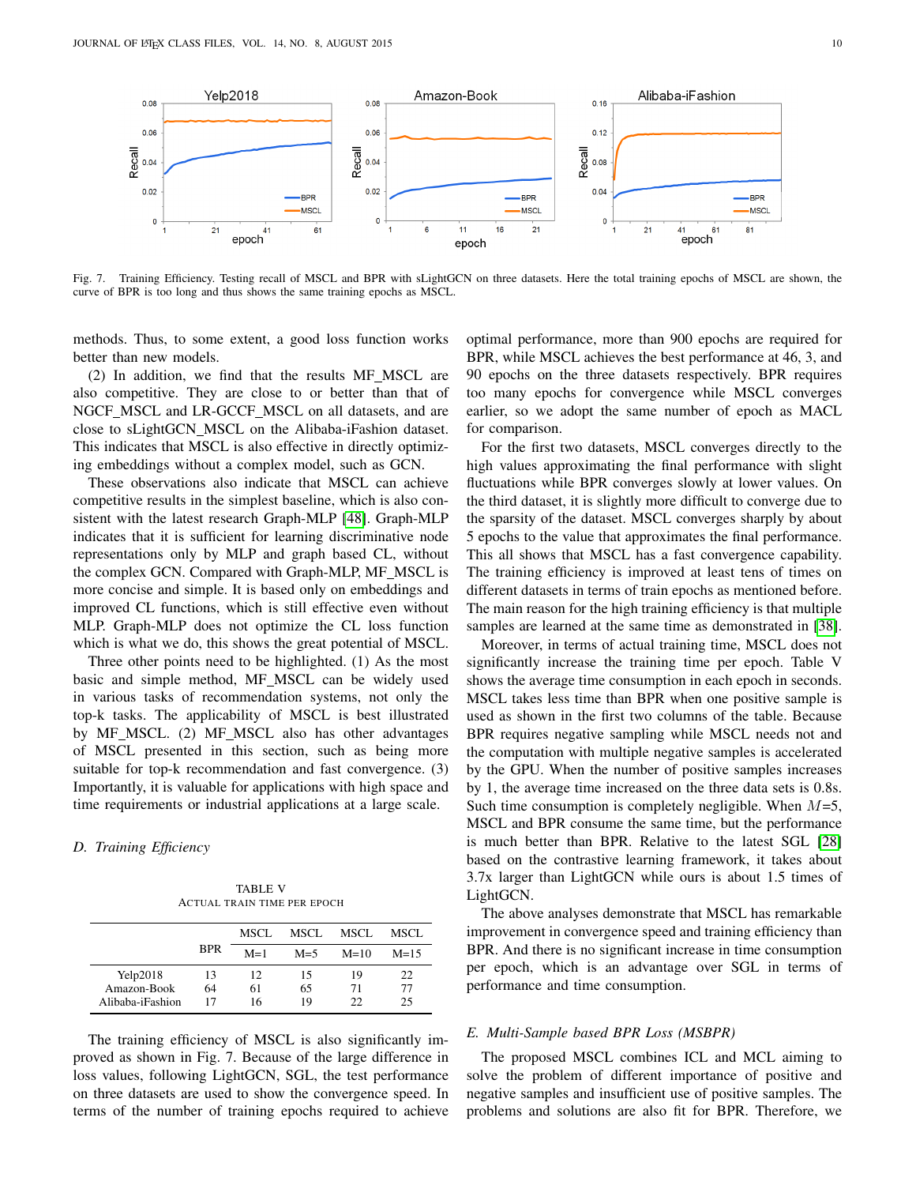Fig. 7. Training Efficiency. Testing recall of MSCL and BPR with sLightGCN on three datasets. Here the total training epochs of MSCL are shown, the curve of BPR is too long and thus shows the same training epochs as MSCL.

methods. Thus, to some extent, a good loss function works better than new models.

(2) In addition, we find that the results MF_MSCL are also competitive. They are close to or better than that of NGCF_MSCL and LR-GCCF_MSCL on all datasets, and are close to sLightGCN_MSCL on the Alibaba-iFashion dataset. This indicates that MSCL is also effective in directly optimizing embeddings without a complex model, such as GCN.

These observations also indicate that MSCL can achieve competitive results in the simplest baseline, which is also consistent with the latest research Graph-MLP [48]. Graph-MLP indicates that it is sufficient for learning discriminative node representations only by MLP and graph based CL, without the complex GCN. Compared with Graph-MLP, MF_MSCL is more concise and simple. It is based only on embeddings and improved CL functions, which is still effective even without MLP. Graph-MLP does not optimize the CL loss function which is what we do, this shows the great potential of MSCL.

Three other points need to be highlighted. (1) As the most basic and simple method, MF_MSCL can be widely used in various tasks of recommendation systems, not only the top-k tasks. The applicability of MSCL is best illustrated by MF_MSCL. (2) MF_MSCL also has other advantages of MSCL presented in this section, such as being more suitable for top-k recommendation and fast convergence. (3) Importantly, it is valuable for applications with high space and time requirements or industrial applications at a large scale.

### D. Training Efficiency

TABLE V
ACTUAL TRAIN TIME PER EPOCH

| | BPR | MSCL M=1 | MSCL M=5 | MSCL M=10 | MSCL M=15 |
|---|---|---|---|---|---|
| Yelp2018 | 13 | 12 | 15 | 19 | 22 |
| Amazon-Book | 64 | 61 | 65 | 71 | 77 |
| Alibaba-iFashion | 17 | 16 | 19 | 22 | 25 |

The training efficiency of MSCL is also significantly improved as shown in Fig. 7. Because of the large difference in loss values, following LightGCN, SGL, the test performance on three datasets are used to show the convergence speed. In terms of the number of training epochs required to achieve optimal performance, more than 900 epochs are required for BPR, while MSCL achieves the best performance at 46, 3, and 90 epochs on the three datasets respectively. BPR requires too many epochs for convergence while MSCL converges earlier, so we adopt the same number of epoch as MACL for comparison.

For the first two datasets, MSCL converges directly to the high values approximating the final performance with slight fluctuations while BPR converges slowly at lower values. On the third dataset, it is slightly more difficult to converge due to the sparsity of the dataset. MSCL converges sharply by about 5 epochs to the value that approximates the final performance. This all shows that MSCL has a fast convergence capability. The training efficiency is improved at least tens of times on different datasets in terms of train epochs as mentioned before. The main reason for the high training efficiency is that multiple samples are learned at the same time as demonstrated in [38].

Moreover, in terms of actual training time, MSCL does not significantly increase the training time per epoch. Table V shows the average time consumption in each epoch in seconds. MSCL takes less time than BPR when one positive sample is used as shown in the first two columns of the table. Because BPR requires negative sampling while MSCL needs not and the computation with multiple negative samples is accelerated by the GPU. When the number of positive samples increases by 1, the average time increased on the three data sets is 0.8s. Such time consumption is completely negligible. When $M$=5, MSCL and BPR consume the same time, but the performance is much better than BPR. Relative to the latest SGL [28] based on the contrastive learning framework, it takes about 3.7x larger than LightGCN while ours is about 1.5 times of LightGCN.

The above analyses demonstrate that MSCL has remarkable improvement in convergence speed and training efficiency than BPR. And there is no significant increase in time consumption per epoch, which is an advantage over SGL in terms of performance and time consumption.

### E. Multi-Sample based BPR Loss (MSBPR)

The proposed MSCL combines ICL and MCL aiming to solve the problem of different importance of positive and negative samples and insufficient use of positive samples. The problems and solutions are also fit for BPR. Therefore, we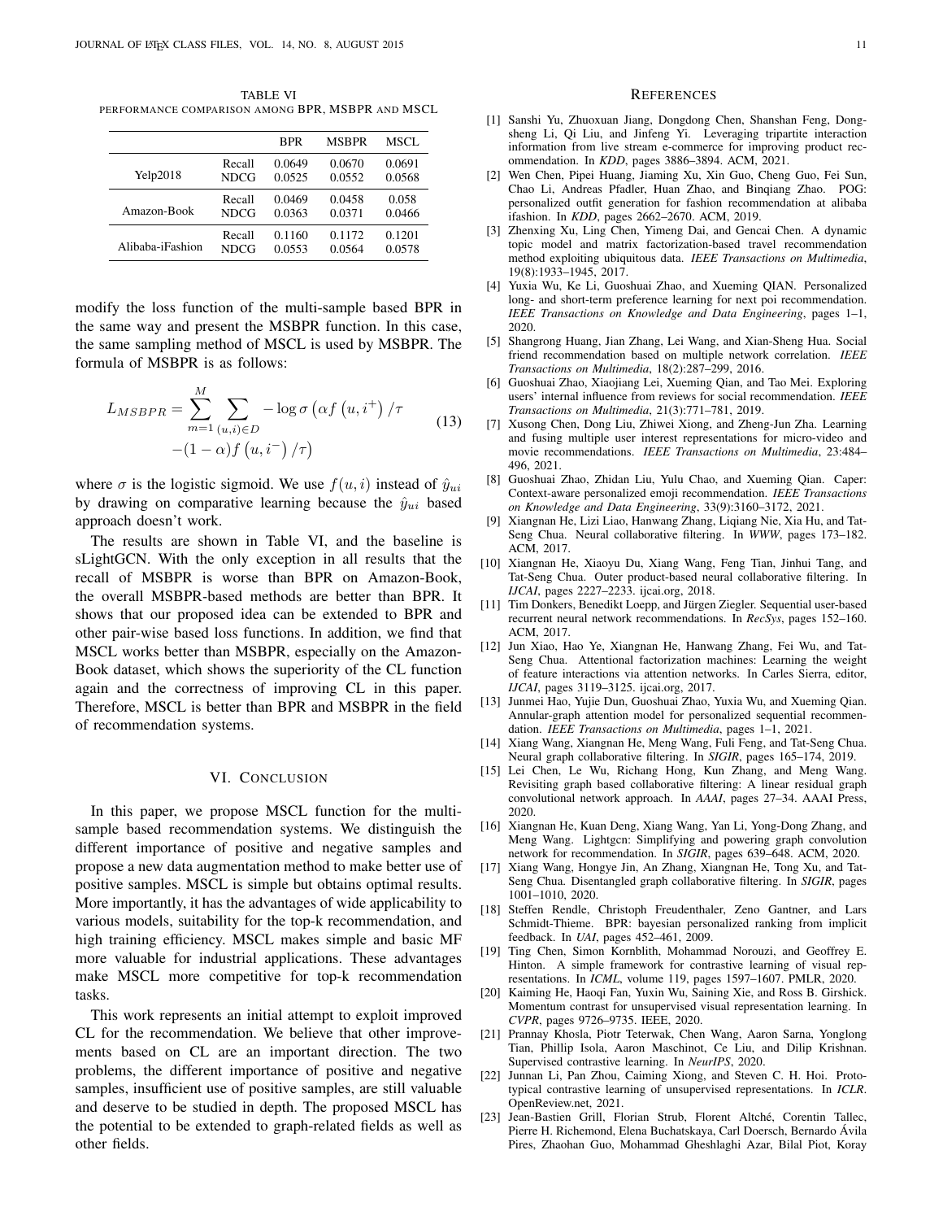TABLE VI
PERFORMANCE COMPARISON AMONG BPR, MSBPR AND MSCL

| | | BPR | MSBPR | MSCL |
|---|---|---|---|---|
| Yelp2018 | Recall | 0.0649 | 0.0670 | 0.0691 |
| | NDCG | 0.0525 | 0.0552 | 0.0568 |
| Amazon-Book | Recall | 0.0469 | 0.0458 | 0.058 |
| | NDCG | 0.0363 | 0.0371 | 0.0466 |
| Alibaba-iFashion | Recall | 0.1160 | 0.1172 | 0.1201 |
| | NDCG | 0.0553 | 0.0564 | 0.0578 |

modify the loss function of the multi-sample based BPR in the same way and present the MSBPR function. In this case, the same sampling method of MSCL is used by MSBPR. The formula of MSBPR is as follows:

$$L_{MSBPR} = \sum_{m=1}^{M} \sum_{(u,i)\in D} -\log\sigma\left(\alpha f\left(u,i^{+}\right)/\tau - (1-\alpha) f\left(u,i^{-}\right)/\tau\right) \tag{13}$$

where $\sigma$ is the logistic sigmoid. We use $f(u,i)$ instead of $\hat{y}_{ui}$ by drawing on comparative learning because the $\hat{y}_{ui}$ based approach doesn't work.

The results are shown in Table VI, and the baseline is sLightGCN. With the only exception in all results that the recall of MSBPR is worse than BPR on Amazon-Book, the overall MSBPR-based methods are better than BPR. It shows that our proposed idea can be extended to BPR and other pair-wise based loss functions. In addition, we find that MSCL works better than MSBPR, especially on the Amazon-Book dataset, which shows the superiority of the CL function again and the correctness of improving CL in this paper. Therefore, MSCL is better than BPR and MSBPR in the field of recommendation systems.

## VI. Conclusion

In this paper, we propose MSCL function for the multi-sample based recommendation systems. We distinguish the different importance of positive and negative samples and propose a new data augmentation method to make better use of positive samples. MSCL is simple but obtains optimal results. More importantly, it has the advantages of wide applicability to various models, suitability for the top-k recommendation, and high training efficiency. MSCL makes simple and basic MF more valuable for industrial applications. These advantages make MSCL more competitive for top-k recommendation tasks.

This work represents an initial attempt to exploit improved CL for the recommendation. We believe that other improvements based on CL are an important direction. The two problems, the different importance of positive and negative samples, insufficient use of positive samples, are still valuable and deserve to be studied in depth. The proposed MSCL has the potential to be extended to graph-related fields as well as other fields.

## References

[1] Sanshi Yu, Zhuoxuan Jiang, Dongdong Chen, Shanshan Feng, Dongsheng Li, Qi Liu, and Jinfeng Yi. Leveraging tripartite interaction information from live stream e-commerce for improving product recommendation. In *KDD*, pages 3886–3894. ACM, 2021.

[2] Wen Chen, Pipei Huang, Jiaming Xu, Xin Guo, Cheng Guo, Fei Sun, Chao Li, Andreas Pfadler, Huan Zhao, and Binqiang Zhao. POG: personalized outfit generation for fashion recommendation at alibaba ifashion. In *KDD*, pages 2662–2670. ACM, 2019.

[3] Zhenxing Xu, Ling Chen, Yimeng Dai, and Gencai Chen. A dynamic topic model and matrix factorization-based travel recommendation method exploiting ubiquitous data. *IEEE Transactions on Multimedia*, 19(8):1933–1945, 2017.

[4] Yuxia Wu, Ke Li, Guoshuai Zhao, and Xueming QIAN. Personalized long- and short-term preference learning for next poi recommendation. *IEEE Transactions on Knowledge and Data Engineering*, pages 1–1, 2020.

[5] Shangrong Huang, Jian Zhang, Lei Wang, and Xian-Sheng Hua. Social friend recommendation based on multiple network correlation. *IEEE Transactions on Multimedia*, 18(2):287–299, 2016.

[6] Guoshuai Zhao, Xiaojiang Lei, Xueming Qian, and Tao Mei. Exploring users' internal influence from reviews for social recommendation. *IEEE Transactions on Multimedia*, 21(3):771–781, 2019.

[7] Xusong Chen, Dong Liu, Zhiwei Xiong, and Zheng-Jun Zha. Learning and fusing multiple user interest representations for micro-video and movie recommendations. *IEEE Transactions on Multimedia*, 23:484–496, 2021.

[8] Guoshuai Zhao, Zhidan Liu, Yulu Chao, and Xueming Qian. Caper: Context-aware personalized emoji recommendation. *IEEE Transactions on Knowledge and Data Engineering*, 33(9):3160–3172, 2021.

[9] Xiangnan He, Lizi Liao, Hanwang Zhang, Liqiang Nie, Xia Hu, and Tat-Seng Chua. Neural collaborative filtering. In *WWW*, pages 173–182. ACM, 2017.

[10] Xiangnan He, Xiaoyu Du, Xiang Wang, Feng Tian, Jinhui Tang, and Tat-Seng Chua. Outer product-based neural collaborative filtering. In *IJCAI*, pages 2227–2233. ijcai.org, 2018.

[11] Tim Donkers, Benedikt Loepp, and Jürgen Ziegler. Sequential user-based recurrent neural network recommendations. In *RecSys*, pages 152–160. ACM, 2017.

[12] Jun Xiao, Hao Ye, Xiangnan He, Hanwang Zhang, Fei Wu, and Tat-Seng Chua. Attentional factorization machines: Learning the weight of feature interactions via attention networks. In Carles Sierra, editor, *IJCAI*, pages 3119–3125. ijcai.org, 2017.

[13] Junmei Hao, Yujie Dun, Guoshuai Zhao, Yuxia Wu, and Xueming Qian. Annular-graph attention model for personalized sequential recommendation. *IEEE Transactions on Multimedia*, pages 1–1, 2021.

[14] Xiang Wang, Xiangnan He, Meng Wang, Fuli Feng, and Tat-Seng Chua. Neural graph collaborative filtering. In *SIGIR*, pages 165–174, 2019.

[15] Lei Chen, Le Wu, Richang Hong, Kun Zhang, and Meng Wang. Revisiting graph based collaborative filtering: A linear residual graph convolutional network approach. In *AAAI*, pages 27–34. AAAI Press, 2020.

[16] Xiangnan He, Kuan Deng, Xiang Wang, Yan Li, Yong-Dong Zhang, and Meng Wang. Lightgcn: Simplifying and powering graph convolution network for recommendation. In *SIGIR*, pages 639–648. ACM, 2020.

[17] Xiang Wang, Hongye Jin, An Zhang, Xiangnan He, Tong Xu, and Tat-Seng Chua. Disentangled graph collaborative filtering. In *SIGIR*, pages 1001–1010, 2020.

[18] Steffen Rendle, Christoph Freudenthaler, Zeno Gantner, and Lars Schmidt-Thieme. BPR: bayesian personalized ranking from implicit feedback. In *UAI*, pages 452–461, 2009.

[19] Ting Chen, Simon Kornblith, Mohammad Norouzi, and Geoffrey E. Hinton. A simple framework for contrastive learning of visual representations. In *ICML*, volume 119, pages 1597–1607. PMLR, 2020.

[20] Kaiming He, Haoqi Fan, Yuxin Wu, Saining Xie, and Ross B. Girshick. Momentum contrast for unsupervised visual representation learning. In *CVPR*, pages 9726–9735. IEEE, 2020.

[21] Prannay Khosla, Piotr Teterwak, Chen Wang, Aaron Sarna, Yonglong Tian, Phillip Isola, Aaron Maschinot, Ce Liu, and Dilip Krishnan. Supervised contrastive learning. In *NeurIPS*, 2020.

[22] Junnan Li, Pan Zhou, Caiming Xiong, and Steven C. H. Hoi. Prototypical contrastive learning of unsupervised representations. In *ICLR*. OpenReview.net, 2021.

[23] Jean-Bastien Grill, Florian Strub, Florent Altché, Corentin Tallec, Pierre H. Richemond, Elena Buchatskaya, Carl Doersch, Bernardo Ávila Pires, Zhaohan Guo, Mohammad Gheshlaghi Azar, Bilal Piot, Koray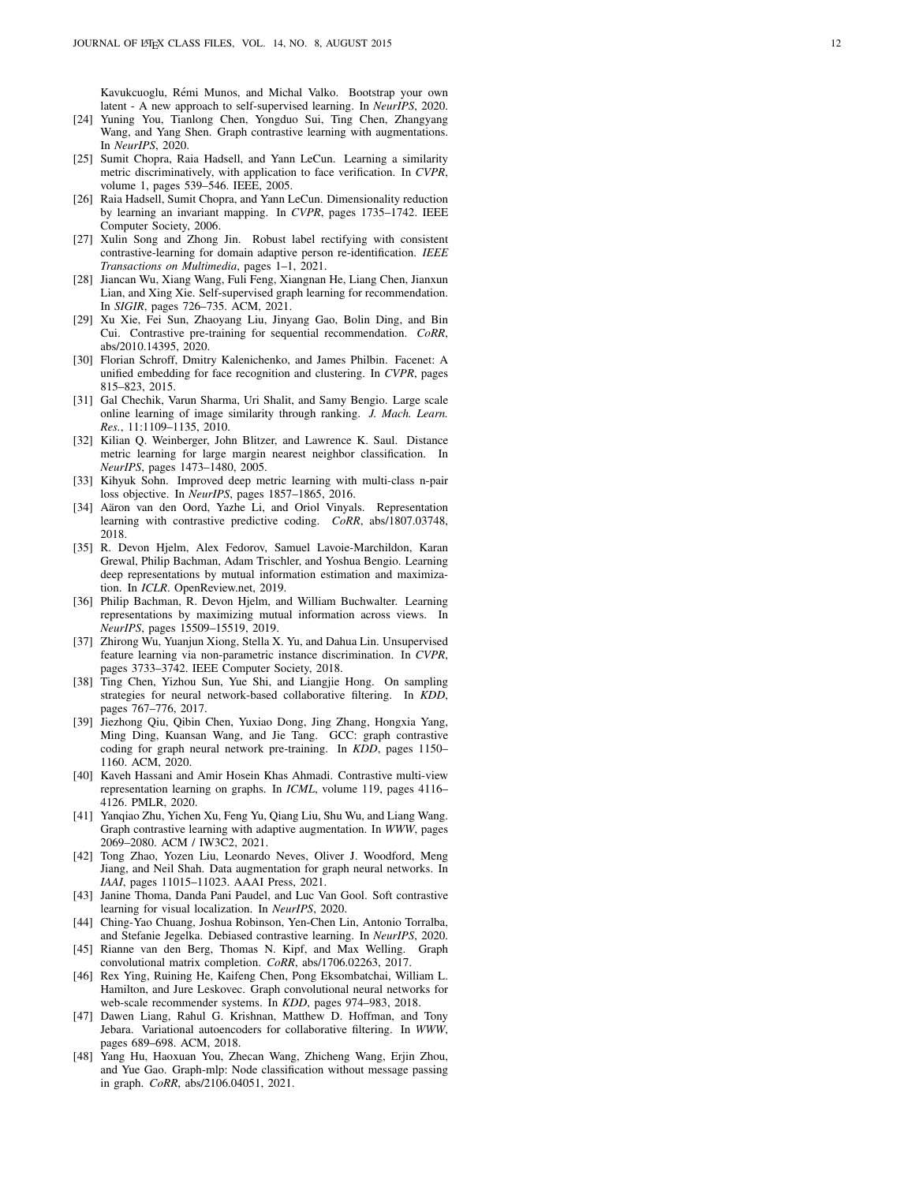Kavukcuoglu, Rémi Munos, and Michal Valko. Bootstrap your own latent - A new approach to self-supervised learning. In *NeurIPS*, 2020.

[24] Yuning You, Tianlong Chen, Yongduo Sui, Ting Chen, Zhangyang Wang, and Yang Shen. Graph contrastive learning with augmentations. In *NeurIPS*, 2020.

[25] Sumit Chopra, Raia Hadsell, and Yann LeCun. Learning a similarity metric discriminatively, with application to face verification. In *CVPR*, volume 1, pages 539–546. IEEE, 2005.

[26] Raia Hadsell, Sumit Chopra, and Yann LeCun. Dimensionality reduction by learning an invariant mapping. In *CVPR*, pages 1735–1742. IEEE Computer Society, 2006.

[27] Xulin Song and Zhong Jin. Robust label rectifying with consistent contrastive-learning for domain adaptive person re-identification. *IEEE Transactions on Multimedia*, pages 1–1, 2021.

[28] Jiancan Wu, Xiang Wang, Fuli Feng, Xiangnan He, Liang Chen, Jianxun Lian, and Xing Xie. Self-supervised graph learning for recommendation. In *SIGIR*, pages 726–735. ACM, 2021.

[29] Xu Xie, Fei Sun, Zhaoyang Liu, Jinyang Gao, Bolin Ding, and Bin Cui. Contrastive pre-training for sequential recommendation. *CoRR*, abs/2010.14395, 2020.

[30] Florian Schroff, Dmitry Kalenichenko, and James Philbin. Facenet: A unified embedding for face recognition and clustering. In *CVPR*, pages 815–823, 2015.

[31] Gal Chechik, Varun Sharma, Uri Shalit, and Samy Bengio. Large scale online learning of image similarity through ranking. *J. Mach. Learn. Res.*, 11:1109–1135, 2010.

[32] Kilian Q. Weinberger, John Blitzer, and Lawrence K. Saul. Distance metric learning for large margin nearest neighbor classification. In *NeurIPS*, pages 1473–1480, 2005.

[33] Kihyuk Sohn. Improved deep metric learning with multi-class n-pair loss objective. In *NeurIPS*, pages 1857–1865, 2016.

[34] Aäron van den Oord, Yazhe Li, and Oriol Vinyals. Representation learning with contrastive predictive coding. *CoRR*, abs/1807.03748, 2018.

[35] R. Devon Hjelm, Alex Fedorov, Samuel Lavoie-Marchildon, Karan Grewal, Philip Bachman, Adam Trischler, and Yoshua Bengio. Learning deep representations by mutual information estimation and maximization. In *ICLR*. OpenReview.net, 2019.

[36] Philip Bachman, R. Devon Hjelm, and William Buchwalter. Learning representations by maximizing mutual information across views. In *NeurIPS*, pages 15509–15519, 2019.

[37] Zhirong Wu, Yuanjun Xiong, Stella X. Yu, and Dahua Lin. Unsupervised feature learning via non-parametric instance discrimination. In *CVPR*, pages 3733–3742. IEEE Computer Society, 2018.

[38] Ting Chen, Yizhou Sun, Yue Shi, and Liangjie Hong. On sampling strategies for neural network-based collaborative filtering. In *KDD*, pages 767–776, 2017.

[39] Jiezhong Qiu, Qibin Chen, Yuxiao Dong, Jing Zhang, Hongxia Yang, Ming Ding, Kuansan Wang, and Jie Tang. GCC: graph contrastive coding for graph neural network pre-training. In *KDD*, pages 1150–1160. ACM, 2020.

[40] Kaveh Hassani and Amir Hosein Khas Ahmadi. Contrastive multi-view representation learning on graphs. In *ICML*, volume 119, pages 4116–4126. PMLR, 2020.

[41] Yanqiao Zhu, Yichen Xu, Feng Yu, Qiang Liu, Shu Wu, and Liang Wang. Graph contrastive learning with adaptive augmentation. In *WWW*, pages 2069–2080. ACM / IW3C2, 2021.

[42] Tong Zhao, Yozen Liu, Leonardo Neves, Oliver J. Woodford, Meng Jiang, and Neil Shah. Data augmentation for graph neural networks. In *IAAI*, pages 11015–11023. AAAI Press, 2021.

[43] Janine Thoma, Danda Pani Paudel, and Luc Van Gool. Soft contrastive learning for visual localization. In *NeurIPS*, 2020.

[44] Ching-Yao Chuang, Joshua Robinson, Yen-Chen Lin, Antonio Torralba, and Stefanie Jegelka. Debiased contrastive learning. In *NeurIPS*, 2020.

[45] Rianne van den Berg, Thomas N. Kipf, and Max Welling. Graph convolutional matrix completion. *CoRR*, abs/1706.02263, 2017.

[46] Rex Ying, Ruining He, Kaifeng Chen, Pong Eksombatchai, William L. Hamilton, and Jure Leskovec. Graph convolutional neural networks for web-scale recommender systems. In *KDD*, pages 974–983, 2018.

[47] Dawen Liang, Rahul G. Krishnan, Matthew D. Hoffman, and Tony Jebara. Variational autoencoders for collaborative filtering. In *WWW*, pages 689–698. ACM, 2018.

[48] Yang Hu, Haoxuan You, Zhecan Wang, Zhicheng Wang, Erjin Zhou, and Yue Gao. Graph-mlp: Node classification without message passing in graph. *CoRR*, abs/2106.04051, 2021.